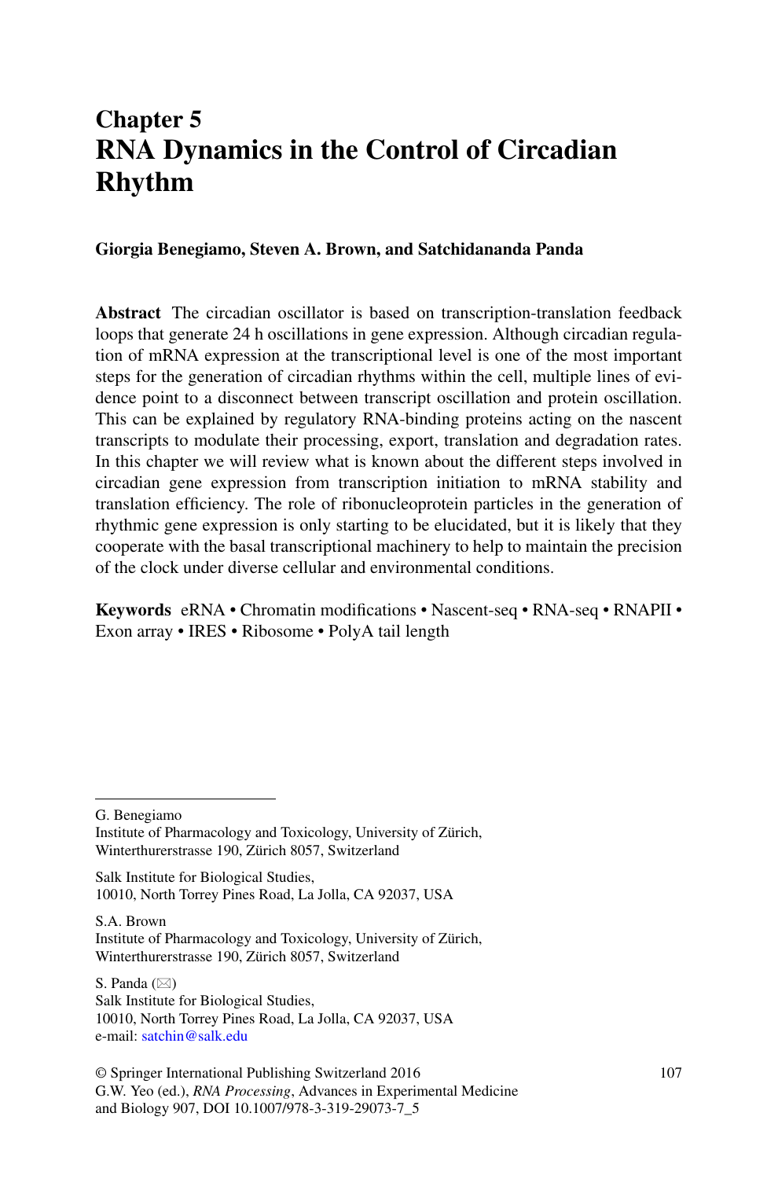# Chapter 5
# RNA Dynamics in the Control of Circadian Rhythm

**Giorgia Benegiamo, Steven A. Brown, and Satchidananda Panda**

**Abstract** The circadian oscillator is based on transcription-translation feedback loops that generate 24 h oscillations in gene expression. Although circadian regulation of mRNA expression at the transcriptional level is one of the most important steps for the generation of circadian rhythms within the cell, multiple lines of evidence point to a disconnect between transcript oscillation and protein oscillation. This can be explained by regulatory RNA-binding proteins acting on the nascent transcripts to modulate their processing, export, translation and degradation rates. In this chapter we will review what is known about the different steps involved in circadian gene expression from transcription initiation to mRNA stability and translation efficiency. The role of ribonucleoprotein particles in the generation of rhythmic gene expression is only starting to be elucidated, but it is likely that they cooperate with the basal transcriptional machinery to help to maintain the precision of the clock under diverse cellular and environmental conditions.

**Keywords** eRNA • Chromatin modifications • Nascent-seq • RNA-seq • RNAPII • Exon array • IRES • Ribosome • PolyA tail length

---

G. Benegiamo
Institute of Pharmacology and Toxicology, University of Zürich,
Winterthurerstrasse 190, Zürich 8057, Switzerland

Salk Institute for Biological Studies,
10010, North Torrey Pines Road, La Jolla, CA 92037, USA

S.A. Brown
Institute of Pharmacology and Toxicology, University of Zürich,
Winterthurerstrasse 190, Zürich 8057, Switzerland

S. Panda (✉)
Salk Institute for Biological Studies,
10010, North Torrey Pines Road, La Jolla, CA 92037, USA
e-mail: satchin@salk.edu

© Springer International Publishing Switzerland 2016
G.W. Yeo (ed.), *RNA Processing*, Advances in Experimental Medicine and Biology 907, DOI 10.1007/978-3-319-29073-7_5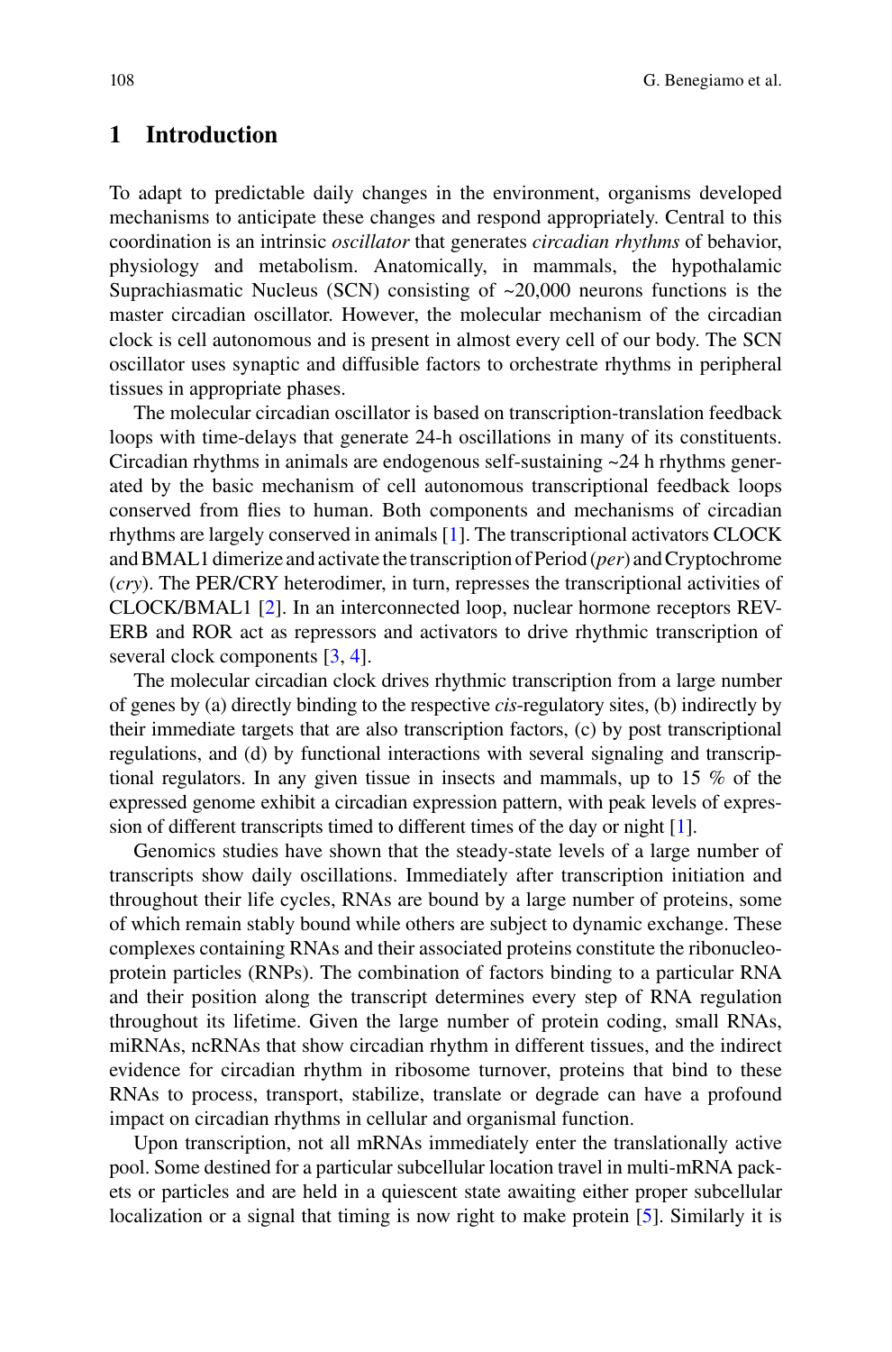## 1 Introduction

To adapt to predictable daily changes in the environment, organisms developed mechanisms to anticipate these changes and respond appropriately. Central to this coordination is an intrinsic *oscillator* that generates *circadian rhythms* of behavior, physiology and metabolism. Anatomically, in mammals, the hypothalamic Suprachiasmatic Nucleus (SCN) consisting of ~20,000 neurons functions is the master circadian oscillator. However, the molecular mechanism of the circadian clock is cell autonomous and is present in almost every cell of our body. The SCN oscillator uses synaptic and diffusible factors to orchestrate rhythms in peripheral tissues in appropriate phases.

The molecular circadian oscillator is based on transcription-translation feedback loops with time-delays that generate 24-h oscillations in many of its constituents. Circadian rhythms in animals are endogenous self-sustaining ~24 h rhythms generated by the basic mechanism of cell autonomous transcriptional feedback loops conserved from flies to human. Both components and mechanisms of circadian rhythms are largely conserved in animals [1]. The transcriptional activators CLOCK and BMAL1 dimerize and activate the transcription of Period (*per*) and Cryptochrome (*cry*). The PER/CRY heterodimer, in turn, represses the transcriptional activities of CLOCK/BMAL1 [2]. In an interconnected loop, nuclear hormone receptors REV-ERB and ROR act as repressors and activators to drive rhythmic transcription of several clock components [3, 4].

The molecular circadian clock drives rhythmic transcription from a large number of genes by (a) directly binding to the respective *cis*-regulatory sites, (b) indirectly by their immediate targets that are also transcription factors, (c) by post transcriptional regulations, and (d) by functional interactions with several signaling and transcriptional regulators. In any given tissue in insects and mammals, up to 15 % of the expressed genome exhibit a circadian expression pattern, with peak levels of expression of different transcripts timed to different times of the day or night [1].

Genomics studies have shown that the steady-state levels of a large number of transcripts show daily oscillations. Immediately after transcription initiation and throughout their life cycles, RNAs are bound by a large number of proteins, some of which remain stably bound while others are subject to dynamic exchange. These complexes containing RNAs and their associated proteins constitute the ribonucleoprotein particles (RNPs). The combination of factors binding to a particular RNA and their position along the transcript determines every step of RNA regulation throughout its lifetime. Given the large number of protein coding, small RNAs, miRNAs, ncRNAs that show circadian rhythm in different tissues, and the indirect evidence for circadian rhythm in ribosome turnover, proteins that bind to these RNAs to process, transport, stabilize, translate or degrade can have a profound impact on circadian rhythms in cellular and organismal function.

Upon transcription, not all mRNAs immediately enter the translationally active pool. Some destined for a particular subcellular location travel in multi-mRNA packets or particles and are held in a quiescent state awaiting either proper subcellular localization or a signal that timing is now right to make protein [5]. Similarly it is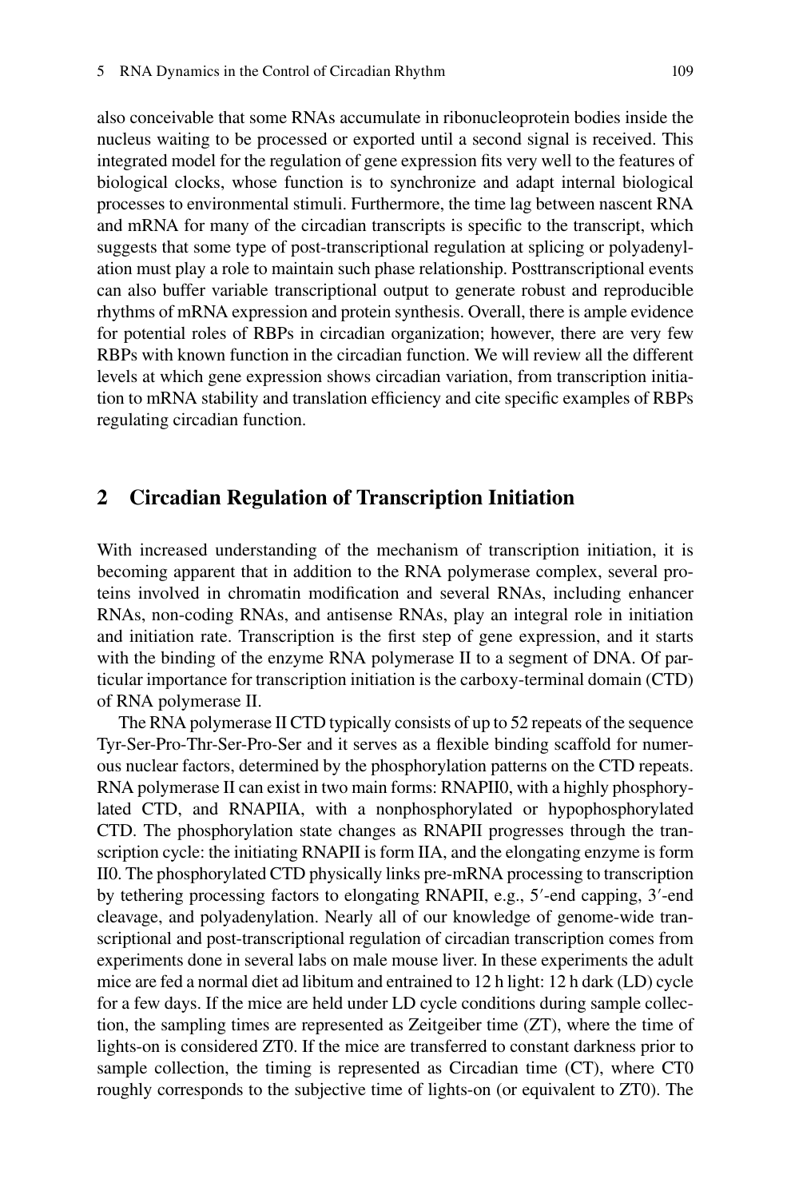also conceivable that some RNAs accumulate in ribonucleoprotein bodies inside the nucleus waiting to be processed or exported until a second signal is received. This integrated model for the regulation of gene expression fits very well to the features of biological clocks, whose function is to synchronize and adapt internal biological processes to environmental stimuli. Furthermore, the time lag between nascent RNA and mRNA for many of the circadian transcripts is specific to the transcript, which suggests that some type of post-transcriptional regulation at splicing or polyadenylation must play a role to maintain such phase relationship. Posttranscriptional events can also buffer variable transcriptional output to generate robust and reproducible rhythms of mRNA expression and protein synthesis. Overall, there is ample evidence for potential roles of RBPs in circadian organization; however, there are very few RBPs with known function in the circadian function. We will review all the different levels at which gene expression shows circadian variation, from transcription initiation to mRNA stability and translation efficiency and cite specific examples of RBPs regulating circadian function.

## 2 Circadian Regulation of Transcription Initiation

With increased understanding of the mechanism of transcription initiation, it is becoming apparent that in addition to the RNA polymerase complex, several proteins involved in chromatin modification and several RNAs, including enhancer RNAs, non-coding RNAs, and antisense RNAs, play an integral role in initiation and initiation rate. Transcription is the first step of gene expression, and it starts with the binding of the enzyme RNA polymerase II to a segment of DNA. Of particular importance for transcription initiation is the carboxy-terminal domain (CTD) of RNA polymerase II.

The RNA polymerase II CTD typically consists of up to 52 repeats of the sequence Tyr-Ser-Pro-Thr-Ser-Pro-Ser and it serves as a flexible binding scaffold for numerous nuclear factors, determined by the phosphorylation patterns on the CTD repeats. RNA polymerase II can exist in two main forms: RNAPII0, with a highly phosphorylated CTD, and RNAPIIA, with a nonphosphorylated or hypophosphorylated CTD. The phosphorylation state changes as RNAPII progresses through the transcription cycle: the initiating RNAPII is form IIA, and the elongating enzyme is form II0. The phosphorylated CTD physically links pre-mRNA processing to transcription by tethering processing factors to elongating RNAPII, e.g., 5′-end capping, 3′-end cleavage, and polyadenylation. Nearly all of our knowledge of genome-wide transcriptional and post-transcriptional regulation of circadian transcription comes from experiments done in several labs on male mouse liver. In these experiments the adult mice are fed a normal diet ad libitum and entrained to 12 h light: 12 h dark (LD) cycle for a few days. If the mice are held under LD cycle conditions during sample collection, the sampling times are represented as Zeitgeiber time (ZT), where the time of lights-on is considered ZT0. If the mice are transferred to constant darkness prior to sample collection, the timing is represented as Circadian time (CT), where CT0 roughly corresponds to the subjective time of lights-on (or equivalent to ZT0). The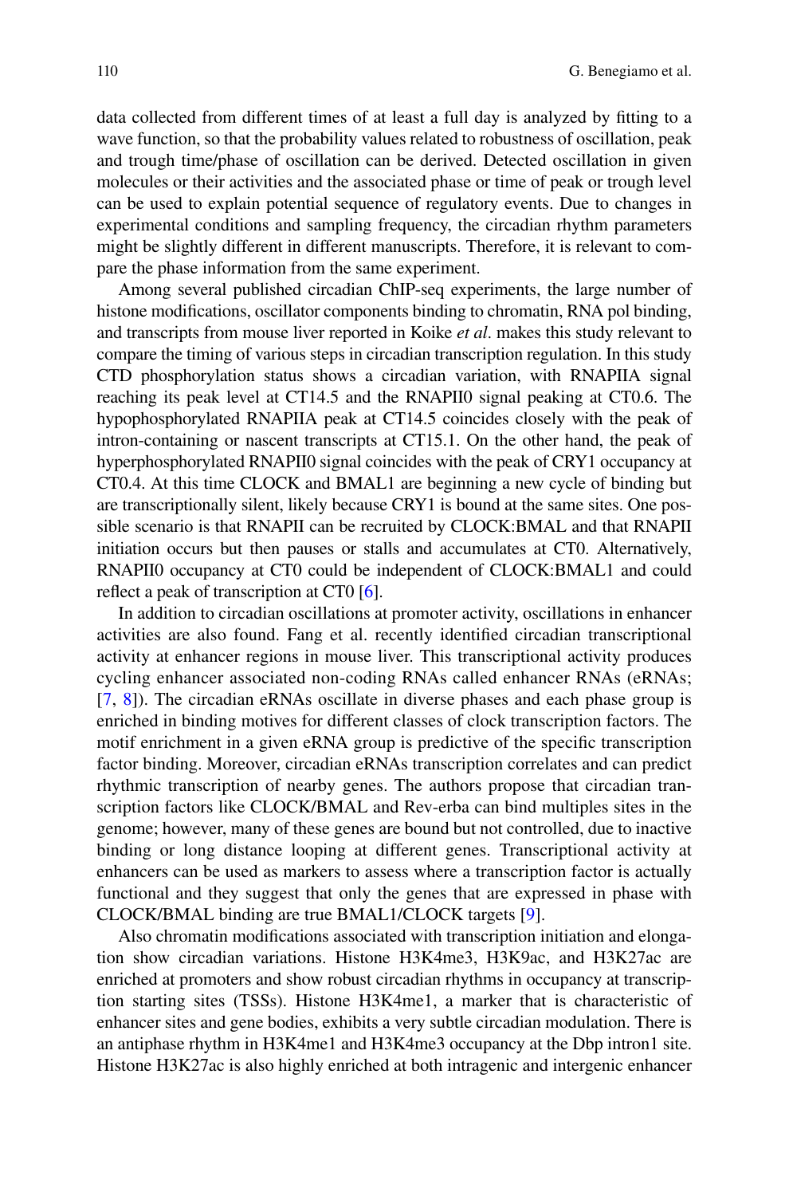data collected from different times of at least a full day is analyzed by fitting to a wave function, so that the probability values related to robustness of oscillation, peak and trough time/phase of oscillation can be derived. Detected oscillation in given molecules or their activities and the associated phase or time of peak or trough level can be used to explain potential sequence of regulatory events. Due to changes in experimental conditions and sampling frequency, the circadian rhythm parameters might be slightly different in different manuscripts. Therefore, it is relevant to compare the phase information from the same experiment.

Among several published circadian ChIP-seq experiments, the large number of histone modifications, oscillator components binding to chromatin, RNA pol binding, and transcripts from mouse liver reported in Koike *et al*. makes this study relevant to compare the timing of various steps in circadian transcription regulation. In this study CTD phosphorylation status shows a circadian variation, with RNAPIIA signal reaching its peak level at CT14.5 and the RNAPII0 signal peaking at CT0.6. The hypophosphorylated RNAPIIA peak at CT14.5 coincides closely with the peak of intron-containing or nascent transcripts at CT15.1. On the other hand, the peak of hyperphosphorylated RNAPII0 signal coincides with the peak of CRY1 occupancy at CT0.4. At this time CLOCK and BMAL1 are beginning a new cycle of binding but are transcriptionally silent, likely because CRY1 is bound at the same sites. One possible scenario is that RNAPII can be recruited by CLOCK:BMAL and that RNAPII initiation occurs but then pauses or stalls and accumulates at CT0. Alternatively, RNAPII0 occupancy at CT0 could be independent of CLOCK:BMAL1 and could reflect a peak of transcription at CT0 [6].

In addition to circadian oscillations at promoter activity, oscillations in enhancer activities are also found. Fang et al. recently identified circadian transcriptional activity at enhancer regions in mouse liver. This transcriptional activity produces cycling enhancer associated non-coding RNAs called enhancer RNAs (eRNAs; [7, 8]). The circadian eRNAs oscillate in diverse phases and each phase group is enriched in binding motives for different classes of clock transcription factors. The motif enrichment in a given eRNA group is predictive of the specific transcription factor binding. Moreover, circadian eRNAs transcription correlates and can predict rhythmic transcription of nearby genes. The authors propose that circadian transcription factors like CLOCK/BMAL and Rev-erba can bind multiples sites in the genome; however, many of these genes are bound but not controlled, due to inactive binding or long distance looping at different genes. Transcriptional activity at enhancers can be used as markers to assess where a transcription factor is actually functional and they suggest that only the genes that are expressed in phase with CLOCK/BMAL binding are true BMAL1/CLOCK targets [9].

Also chromatin modifications associated with transcription initiation and elongation show circadian variations. Histone H3K4me3, H3K9ac, and H3K27ac are enriched at promoters and show robust circadian rhythms in occupancy at transcription starting sites (TSSs). Histone H3K4me1, a marker that is characteristic of enhancer sites and gene bodies, exhibits a very subtle circadian modulation. There is an antiphase rhythm in H3K4me1 and H3K4me3 occupancy at the Dbp intron1 site. Histone H3K27ac is also highly enriched at both intragenic and intergenic enhancer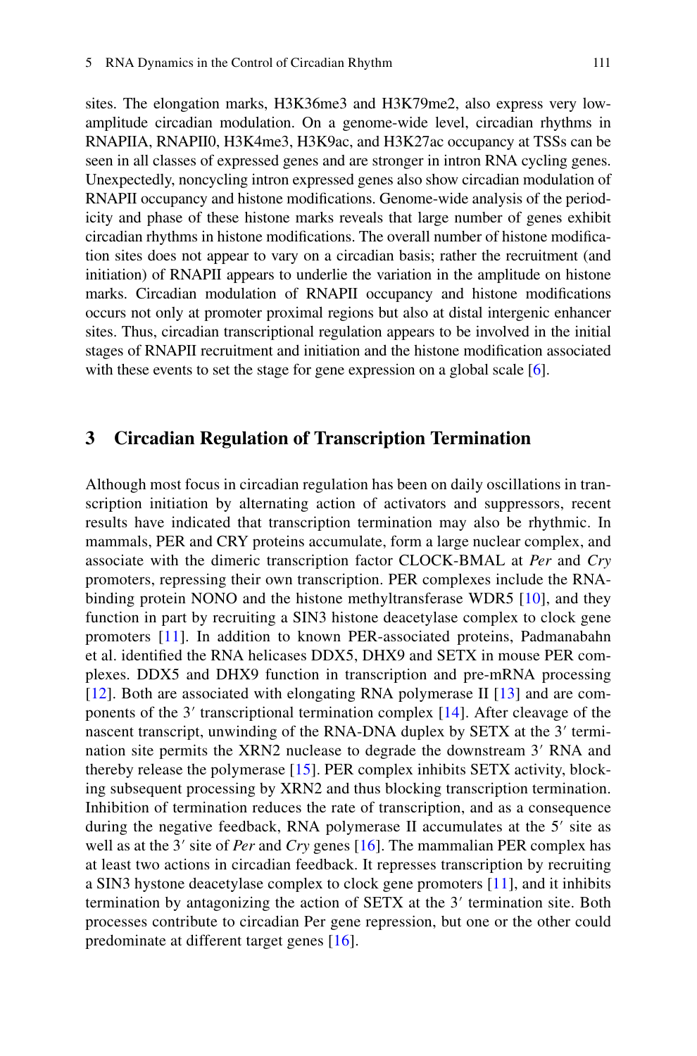sites. The elongation marks, H3K36me3 and H3K79me2, also express very low-amplitude circadian modulation. On a genome-wide level, circadian rhythms in RNAPIIA, RNAPII0, H3K4me3, H3K9ac, and H3K27ac occupancy at TSSs can be seen in all classes of expressed genes and are stronger in intron RNA cycling genes. Unexpectedly, noncycling intron expressed genes also show circadian modulation of RNAPII occupancy and histone modifications. Genome-wide analysis of the periodicity and phase of these histone marks reveals that large number of genes exhibit circadian rhythms in histone modifications. The overall number of histone modification sites does not appear to vary on a circadian basis; rather the recruitment (and initiation) of RNAPII appears to underlie the variation in the amplitude on histone marks. Circadian modulation of RNAPII occupancy and histone modifications occurs not only at promoter proximal regions but also at distal intergenic enhancer sites. Thus, circadian transcriptional regulation appears to be involved in the initial stages of RNAPII recruitment and initiation and the histone modification associated with these events to set the stage for gene expression on a global scale [6].

## 3 Circadian Regulation of Transcription Termination

Although most focus in circadian regulation has been on daily oscillations in transcription initiation by alternating action of activators and suppressors, recent results have indicated that transcription termination may also be rhythmic. In mammals, PER and CRY proteins accumulate, form a large nuclear complex, and associate with the dimeric transcription factor CLOCK-BMAL at *Per* and *Cry* promoters, repressing their own transcription. PER complexes include the RNA-binding protein NONO and the histone methyltransferase WDR5 [10], and they function in part by recruiting a SIN3 histone deacetylase complex to clock gene promoters [11]. In addition to known PER-associated proteins, Padmanabahn et al. identified the RNA helicases DDX5, DHX9 and SETX in mouse PER complexes. DDX5 and DHX9 function in transcription and pre-mRNA processing [12]. Both are associated with elongating RNA polymerase II [13] and are components of the 3′ transcriptional termination complex [14]. After cleavage of the nascent transcript, unwinding of the RNA-DNA duplex by SETX at the 3′ termination site permits the XRN2 nuclease to degrade the downstream 3′ RNA and thereby release the polymerase [15]. PER complex inhibits SETX activity, blocking subsequent processing by XRN2 and thus blocking transcription termination. Inhibition of termination reduces the rate of transcription, and as a consequence during the negative feedback, RNA polymerase II accumulates at the 5′ site as well as at the 3′ site of *Per* and *Cry* genes [16]. The mammalian PER complex has at least two actions in circadian feedback. It represses transcription by recruiting a SIN3 hystone deacetylase complex to clock gene promoters [11], and it inhibits termination by antagonizing the action of SETX at the 3′ termination site. Both processes contribute to circadian Per gene repression, but one or the other could predominate at different target genes [16].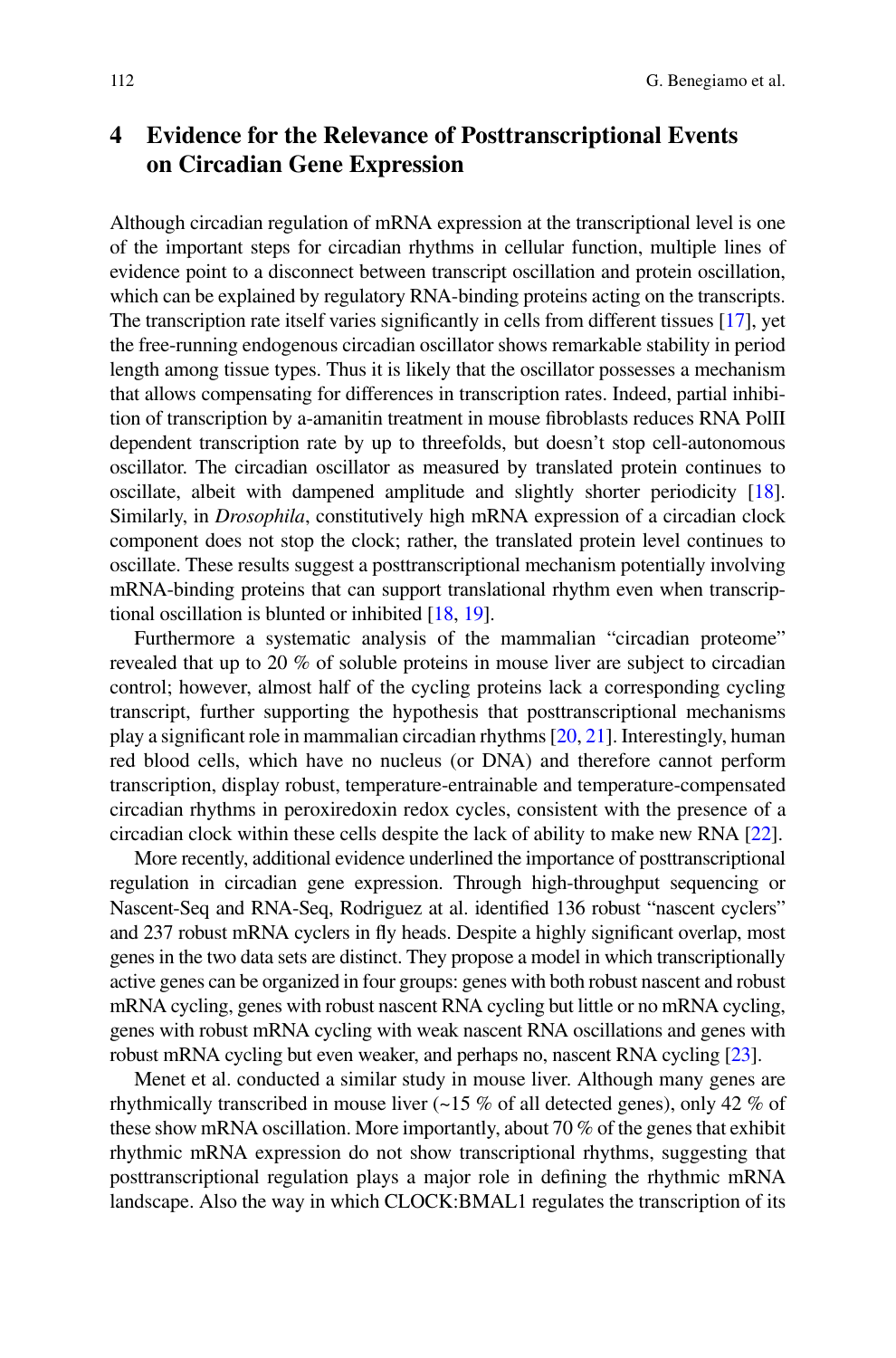## 4 Evidence for the Relevance of Posttranscriptional Events on Circadian Gene Expression

Although circadian regulation of mRNA expression at the transcriptional level is one of the important steps for circadian rhythms in cellular function, multiple lines of evidence point to a disconnect between transcript oscillation and protein oscillation, which can be explained by regulatory RNA-binding proteins acting on the transcripts. The transcription rate itself varies significantly in cells from different tissues [17], yet the free-running endogenous circadian oscillator shows remarkable stability in period length among tissue types. Thus it is likely that the oscillator possesses a mechanism that allows compensating for differences in transcription rates. Indeed, partial inhibition of transcription by a-amanitin treatment in mouse fibroblasts reduces RNA PolII dependent transcription rate by up to threefolds, but doesn't stop cell-autonomous oscillator. The circadian oscillator as measured by translated protein continues to oscillate, albeit with dampened amplitude and slightly shorter periodicity [18]. Similarly, in *Drosophila*, constitutively high mRNA expression of a circadian clock component does not stop the clock; rather, the translated protein level continues to oscillate. These results suggest a posttranscriptional mechanism potentially involving mRNA-binding proteins that can support translational rhythm even when transcriptional oscillation is blunted or inhibited [18, 19].

Furthermore a systematic analysis of the mammalian "circadian proteome" revealed that up to 20 % of soluble proteins in mouse liver are subject to circadian control; however, almost half of the cycling proteins lack a corresponding cycling transcript, further supporting the hypothesis that posttranscriptional mechanisms play a significant role in mammalian circadian rhythms [20, 21]. Interestingly, human red blood cells, which have no nucleus (or DNA) and therefore cannot perform transcription, display robust, temperature-entrainable and temperature-compensated circadian rhythms in peroxiredoxin redox cycles, consistent with the presence of a circadian clock within these cells despite the lack of ability to make new RNA [22].

More recently, additional evidence underlined the importance of posttranscriptional regulation in circadian gene expression. Through high-throughput sequencing or Nascent-Seq and RNA-Seq, Rodriguez at al. identified 136 robust "nascent cyclers" and 237 robust mRNA cyclers in fly heads. Despite a highly significant overlap, most genes in the two data sets are distinct. They propose a model in which transcriptionally active genes can be organized in four groups: genes with both robust nascent and robust mRNA cycling, genes with robust nascent RNA cycling but little or no mRNA cycling, genes with robust mRNA cycling with weak nascent RNA oscillations and genes with robust mRNA cycling but even weaker, and perhaps no, nascent RNA cycling [23].

Menet et al. conducted a similar study in mouse liver. Although many genes are rhythmically transcribed in mouse liver (~15 % of all detected genes), only 42 % of these show mRNA oscillation. More importantly, about 70 % of the genes that exhibit rhythmic mRNA expression do not show transcriptional rhythms, suggesting that posttranscriptional regulation plays a major role in defining the rhythmic mRNA landscape. Also the way in which CLOCK:BMAL1 regulates the transcription of its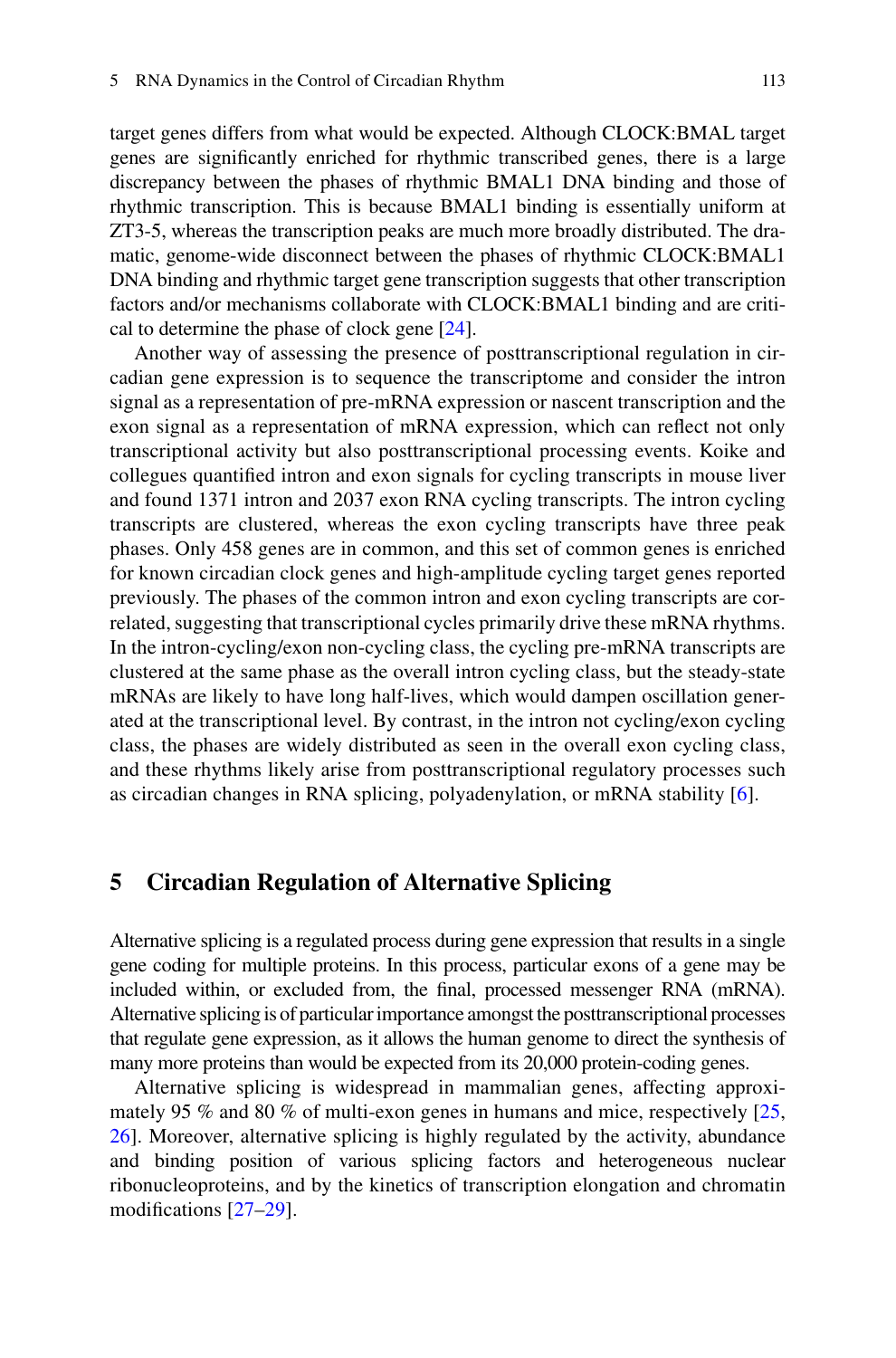target genes differs from what would be expected. Although CLOCK:BMAL target genes are significantly enriched for rhythmic transcribed genes, there is a large discrepancy between the phases of rhythmic BMAL1 DNA binding and those of rhythmic transcription. This is because BMAL1 binding is essentially uniform at ZT3-5, whereas the transcription peaks are much more broadly distributed. The dramatic, genome-wide disconnect between the phases of rhythmic CLOCK:BMAL1 DNA binding and rhythmic target gene transcription suggests that other transcription factors and/or mechanisms collaborate with CLOCK:BMAL1 binding and are critical to determine the phase of clock gene [24].

Another way of assessing the presence of posttranscriptional regulation in circadian gene expression is to sequence the transcriptome and consider the intron signal as a representation of pre-mRNA expression or nascent transcription and the exon signal as a representation of mRNA expression, which can reflect not only transcriptional activity but also posttranscriptional processing events. Koike and collegues quantified intron and exon signals for cycling transcripts in mouse liver and found 1371 intron and 2037 exon RNA cycling transcripts. The intron cycling transcripts are clustered, whereas the exon cycling transcripts have three peak phases. Only 458 genes are in common, and this set of common genes is enriched for known circadian clock genes and high-amplitude cycling target genes reported previously. The phases of the common intron and exon cycling transcripts are correlated, suggesting that transcriptional cycles primarily drive these mRNA rhythms. In the intron-cycling/exon non-cycling class, the cycling pre-mRNA transcripts are clustered at the same phase as the overall intron cycling class, but the steady-state mRNAs are likely to have long half-lives, which would dampen oscillation generated at the transcriptional level. By contrast, in the intron not cycling/exon cycling class, the phases are widely distributed as seen in the overall exon cycling class, and these rhythms likely arise from posttranscriptional regulatory processes such as circadian changes in RNA splicing, polyadenylation, or mRNA stability [6].

## 5 Circadian Regulation of Alternative Splicing

Alternative splicing is a regulated process during gene expression that results in a single gene coding for multiple proteins. In this process, particular exons of a gene may be included within, or excluded from, the final, processed messenger RNA (mRNA). Alternative splicing is of particular importance amongst the posttranscriptional processes that regulate gene expression, as it allows the human genome to direct the synthesis of many more proteins than would be expected from its 20,000 protein-coding genes.

Alternative splicing is widespread in mammalian genes, affecting approximately 95 % and 80 % of multi-exon genes in humans and mice, respectively [25, 26]. Moreover, alternative splicing is highly regulated by the activity, abundance and binding position of various splicing factors and heterogeneous nuclear ribonucleoproteins, and by the kinetics of transcription elongation and chromatin modifications [27–29].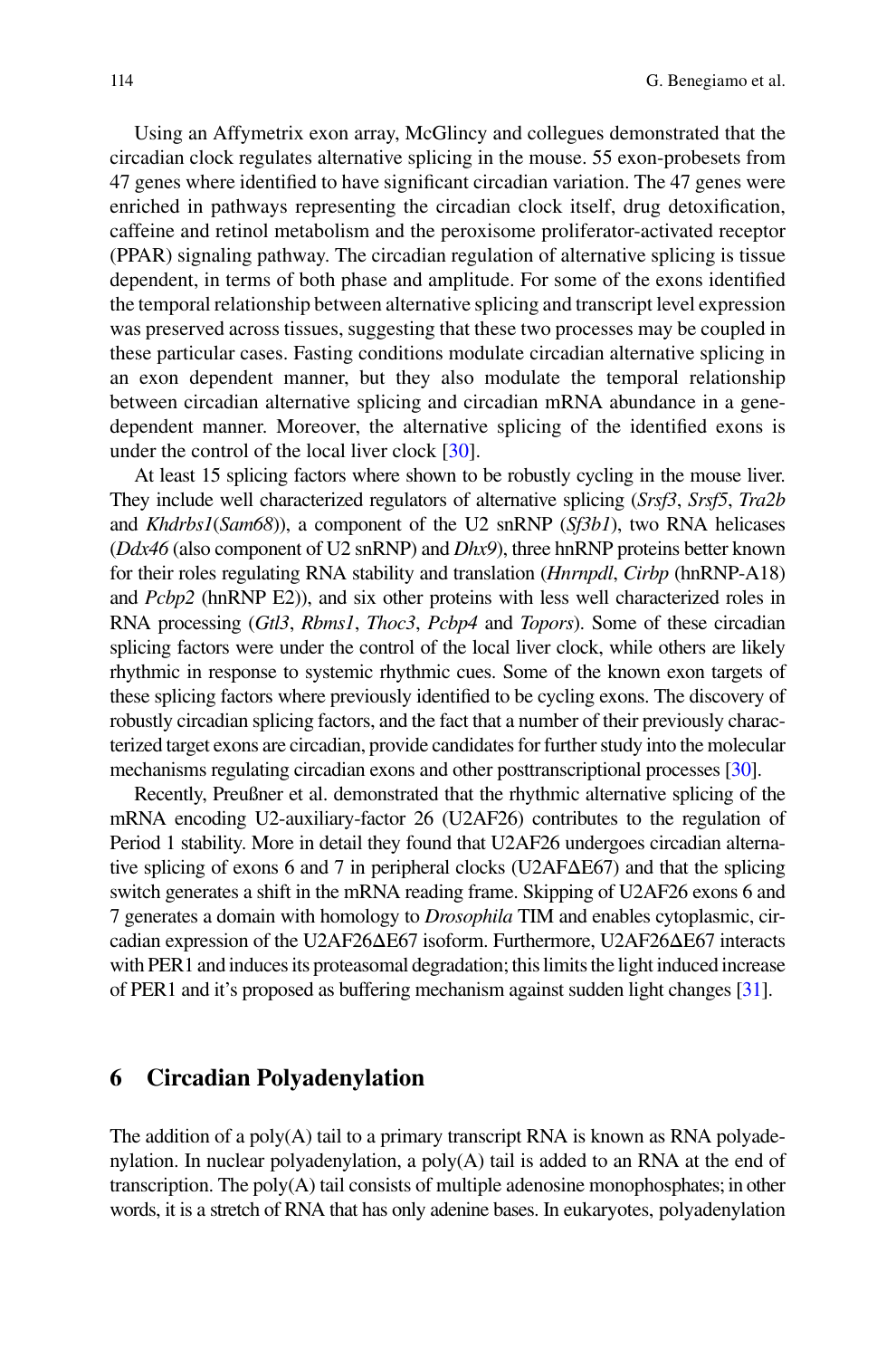Using an Affymetrix exon array, McGlincy and collegues demonstrated that the circadian clock regulates alternative splicing in the mouse. 55 exon-probesets from 47 genes where identified to have significant circadian variation. The 47 genes were enriched in pathways representing the circadian clock itself, drug detoxification, caffeine and retinol metabolism and the peroxisome proliferator-activated receptor (PPAR) signaling pathway. The circadian regulation of alternative splicing is tissue dependent, in terms of both phase and amplitude. For some of the exons identified the temporal relationship between alternative splicing and transcript level expression was preserved across tissues, suggesting that these two processes may be coupled in these particular cases. Fasting conditions modulate circadian alternative splicing in an exon dependent manner, but they also modulate the temporal relationship between circadian alternative splicing and circadian mRNA abundance in a gene-dependent manner. Moreover, the alternative splicing of the identified exons is under the control of the local liver clock [30].

At least 15 splicing factors where shown to be robustly cycling in the mouse liver. They include well characterized regulators of alternative splicing (*Srsf3*, *Srsf5*, *Tra2b* and *Khdrbs1*(*Sam68*)), a component of the U2 snRNP (*Sf3b1*), two RNA helicases (*Ddx46* (also component of U2 snRNP) and *Dhx9*), three hnRNP proteins better known for their roles regulating RNA stability and translation (*Hnrnpdl*, *Cirbp* (hnRNP-A18) and *Pcbp2* (hnRNP E2)), and six other proteins with less well characterized roles in RNA processing (*Gtl3*, *Rbms1*, *Thoc3*, *Pcbp4* and *Topors*). Some of these circadian splicing factors were under the control of the local liver clock, while others are likely rhythmic in response to systemic rhythmic cues. Some of the known exon targets of these splicing factors where previously identified to be cycling exons. The discovery of robustly circadian splicing factors, and the fact that a number of their previously characterized target exons are circadian, provide candidates for further study into the molecular mechanisms regulating circadian exons and other posttranscriptional processes [30].

Recently, Preußner et al. demonstrated that the rhythmic alternative splicing of the mRNA encoding U2-auxiliary-factor 26 (U2AF26) contributes to the regulation of Period 1 stability. More in detail they found that U2AF26 undergoes circadian alternative splicing of exons 6 and 7 in peripheral clocks (U2AFΔE67) and that the splicing switch generates a shift in the mRNA reading frame. Skipping of U2AF26 exons 6 and 7 generates a domain with homology to *Drosophila* TIM and enables cytoplasmic, circadian expression of the U2AF26ΔE67 isoform. Furthermore, U2AF26ΔE67 interacts with PER1 and induces its proteasomal degradation; this limits the light induced increase of PER1 and it's proposed as buffering mechanism against sudden light changes [31].

## 6 Circadian Polyadenylation

The addition of a poly(A) tail to a primary transcript RNA is known as RNA polyadenylation. In nuclear polyadenylation, a poly(A) tail is added to an RNA at the end of transcription. The poly(A) tail consists of multiple adenosine monophosphates; in other words, it is a stretch of RNA that has only adenine bases. In eukaryotes, polyadenylation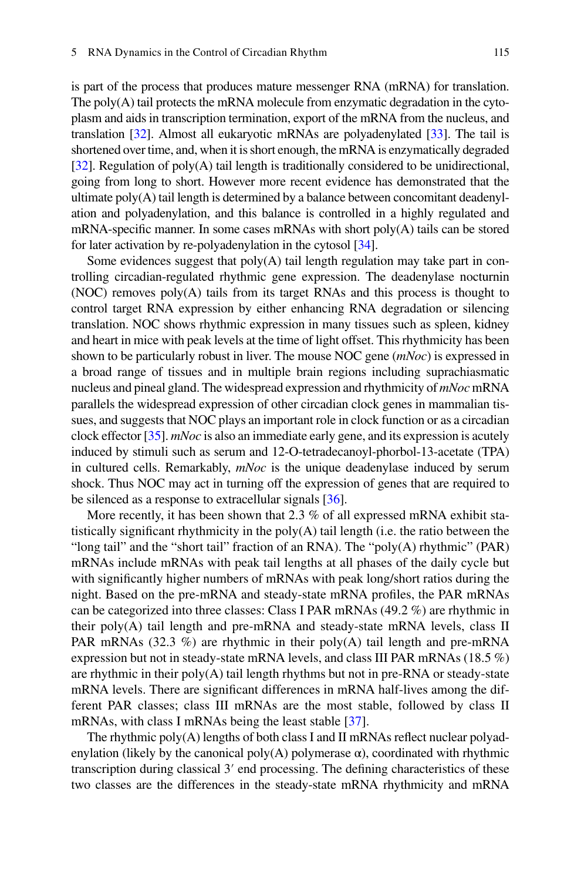is part of the process that produces mature messenger RNA (mRNA) for translation. The poly(A) tail protects the mRNA molecule from enzymatic degradation in the cytoplasm and aids in transcription termination, export of the mRNA from the nucleus, and translation [32]. Almost all eukaryotic mRNAs are polyadenylated [33]. The tail is shortened over time, and, when it is short enough, the mRNA is enzymatically degraded [32]. Regulation of poly(A) tail length is traditionally considered to be unidirectional, going from long to short. However more recent evidence has demonstrated that the ultimate poly(A) tail length is determined by a balance between concomitant deadenylation and polyadenylation, and this balance is controlled in a highly regulated and mRNA-specific manner. In some cases mRNAs with short poly(A) tails can be stored for later activation by re-polyadenylation in the cytosol [34].

Some evidences suggest that poly(A) tail length regulation may take part in controlling circadian-regulated rhythmic gene expression. The deadenylase nocturnin (NOC) removes poly(A) tails from its target RNAs and this process is thought to control target RNA expression by either enhancing RNA degradation or silencing translation. NOC shows rhythmic expression in many tissues such as spleen, kidney and heart in mice with peak levels at the time of light offset. This rhythmicity has been shown to be particularly robust in liver. The mouse NOC gene (*mNoc*) is expressed in a broad range of tissues and in multiple brain regions including suprachiasmatic nucleus and pineal gland. The widespread expression and rhythmicity of *mNoc* mRNA parallels the widespread expression of other circadian clock genes in mammalian tissues, and suggests that NOC plays an important role in clock function or as a circadian clock effector [35]. *mNoc* is also an immediate early gene, and its expression is acutely induced by stimuli such as serum and 12-O-tetradecanoyl-phorbol-13-acetate (TPA) in cultured cells. Remarkably, *mNoc* is the unique deadenylase induced by serum shock. Thus NOC may act in turning off the expression of genes that are required to be silenced as a response to extracellular signals [36].

More recently, it has been shown that 2.3 % of all expressed mRNA exhibit statistically significant rhythmicity in the poly(A) tail length (i.e. the ratio between the "long tail" and the "short tail" fraction of an RNA). The "poly(A) rhythmic" (PAR) mRNAs include mRNAs with peak tail lengths at all phases of the daily cycle but with significantly higher numbers of mRNAs with peak long/short ratios during the night. Based on the pre-mRNA and steady-state mRNA profiles, the PAR mRNAs can be categorized into three classes: Class I PAR mRNAs (49.2 %) are rhythmic in their poly(A) tail length and pre-mRNA and steady-state mRNA levels, class II PAR mRNAs (32.3 %) are rhythmic in their poly(A) tail length and pre-mRNA expression but not in steady-state mRNA levels, and class III PAR mRNAs (18.5 %) are rhythmic in their poly(A) tail length rhythms but not in pre-RNA or steady-state mRNA levels. There are significant differences in mRNA half-lives among the different PAR classes; class III mRNAs are the most stable, followed by class II mRNAs, with class I mRNAs being the least stable [37].

The rhythmic poly(A) lengths of both class I and II mRNAs reflect nuclear polyadenylation (likely by the canonical poly(A) polymerase α), coordinated with rhythmic transcription during classical 3′ end processing. The defining characteristics of these two classes are the differences in the steady-state mRNA rhythmicity and mRNA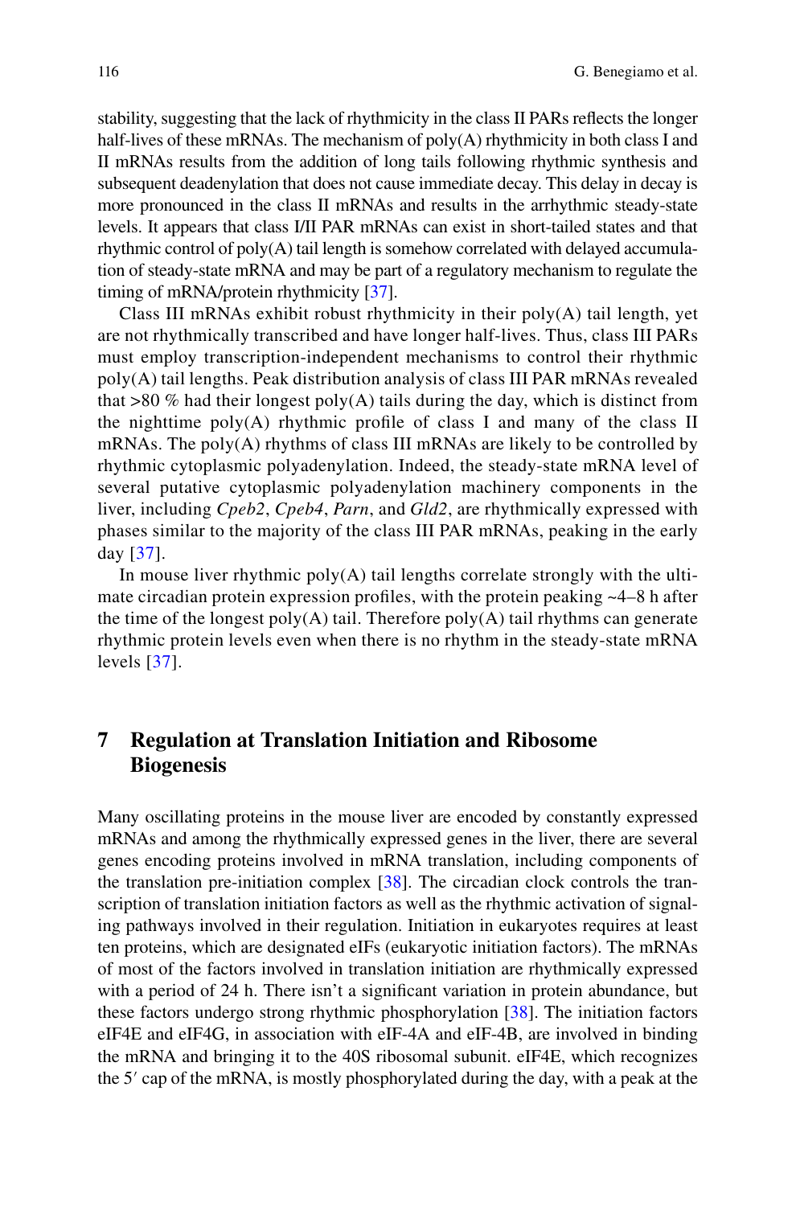stability, suggesting that the lack of rhythmicity in the class II PARs reflects the longer half-lives of these mRNAs. The mechanism of poly(A) rhythmicity in both class I and II mRNAs results from the addition of long tails following rhythmic synthesis and subsequent deadenylation that does not cause immediate decay. This delay in decay is more pronounced in the class II mRNAs and results in the arrhythmic steady-state levels. It appears that class I/II PAR mRNAs can exist in short-tailed states and that rhythmic control of poly(A) tail length is somehow correlated with delayed accumulation of steady-state mRNA and may be part of a regulatory mechanism to regulate the timing of mRNA/protein rhythmicity [37].

Class III mRNAs exhibit robust rhythmicity in their poly(A) tail length, yet are not rhythmically transcribed and have longer half-lives. Thus, class III PARs must employ transcription-independent mechanisms to control their rhythmic poly(A) tail lengths. Peak distribution analysis of class III PAR mRNAs revealed that >80 % had their longest poly(A) tails during the day, which is distinct from the nighttime poly(A) rhythmic profile of class I and many of the class II mRNAs. The poly(A) rhythms of class III mRNAs are likely to be controlled by rhythmic cytoplasmic polyadenylation. Indeed, the steady-state mRNA level of several putative cytoplasmic polyadenylation machinery components in the liver, including *Cpeb2*, *Cpeb4*, *Parn*, and *Gld2*, are rhythmically expressed with phases similar to the majority of the class III PAR mRNAs, peaking in the early day [37].

In mouse liver rhythmic poly(A) tail lengths correlate strongly with the ultimate circadian protein expression profiles, with the protein peaking ~4–8 h after the time of the longest poly(A) tail. Therefore poly(A) tail rhythms can generate rhythmic protein levels even when there is no rhythm in the steady-state mRNA levels [37].

## 7 Regulation at Translation Initiation and Ribosome Biogenesis

Many oscillating proteins in the mouse liver are encoded by constantly expressed mRNAs and among the rhythmically expressed genes in the liver, there are several genes encoding proteins involved in mRNA translation, including components of the translation pre-initiation complex [38]. The circadian clock controls the transcription of translation initiation factors as well as the rhythmic activation of signaling pathways involved in their regulation. Initiation in eukaryotes requires at least ten proteins, which are designated eIFs (eukaryotic initiation factors). The mRNAs of most of the factors involved in translation initiation are rhythmically expressed with a period of 24 h. There isn't a significant variation in protein abundance, but these factors undergo strong rhythmic phosphorylation [38]. The initiation factors eIF4E and eIF4G, in association with eIF-4A and eIF-4B, are involved in binding the mRNA and bringing it to the 40S ribosomal subunit. eIF4E, which recognizes the 5′ cap of the mRNA, is mostly phosphorylated during the day, with a peak at the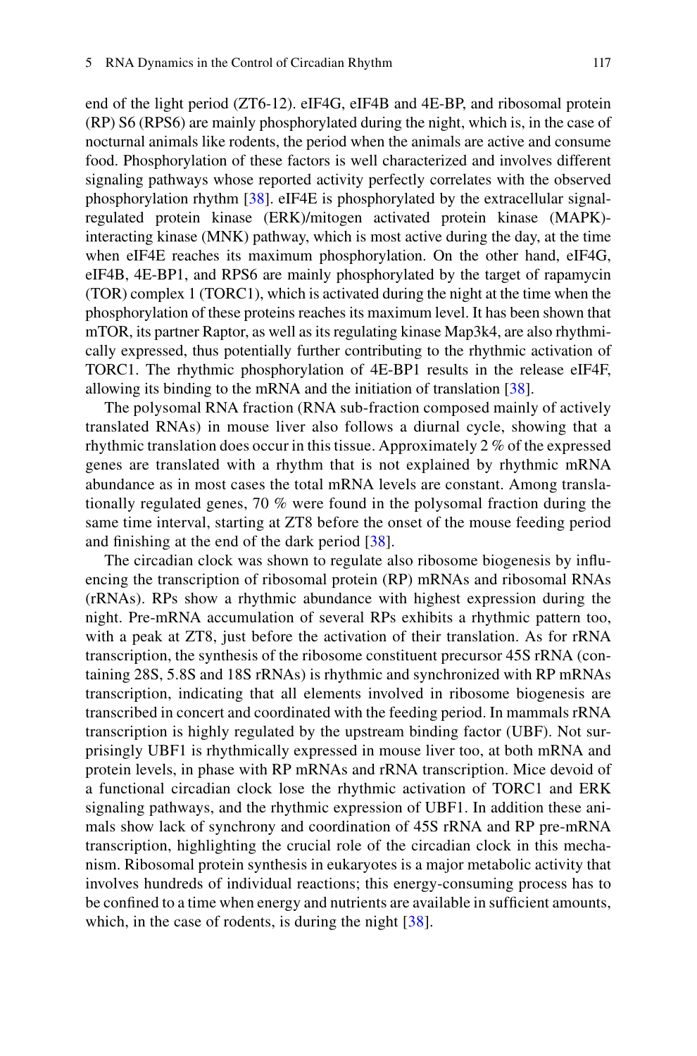end of the light period (ZT6-12). eIF4G, eIF4B and 4E-BP, and ribosomal protein (RP) S6 (RPS6) are mainly phosphorylated during the night, which is, in the case of nocturnal animals like rodents, the period when the animals are active and consume food. Phosphorylation of these factors is well characterized and involves different signaling pathways whose reported activity perfectly correlates with the observed phosphorylation rhythm [38]. eIF4E is phosphorylated by the extracellular signal-regulated protein kinase (ERK)/mitogen activated protein kinase (MAPK)-interacting kinase (MNK) pathway, which is most active during the day, at the time when eIF4E reaches its maximum phosphorylation. On the other hand, eIF4G, eIF4B, 4E-BP1, and RPS6 are mainly phosphorylated by the target of rapamycin (TOR) complex 1 (TORC1), which is activated during the night at the time when the phosphorylation of these proteins reaches its maximum level. It has been shown that mTOR, its partner Raptor, as well as its regulating kinase Map3k4, are also rhythmically expressed, thus potentially further contributing to the rhythmic activation of TORC1. The rhythmic phosphorylation of 4E-BP1 results in the release eIF4F, allowing its binding to the mRNA and the initiation of translation [38].

The polysomal RNA fraction (RNA sub-fraction composed mainly of actively translated RNAs) in mouse liver also follows a diurnal cycle, showing that a rhythmic translation does occur in this tissue. Approximately 2 % of the expressed genes are translated with a rhythm that is not explained by rhythmic mRNA abundance as in most cases the total mRNA levels are constant. Among translationally regulated genes, 70 % were found in the polysomal fraction during the same time interval, starting at ZT8 before the onset of the mouse feeding period and finishing at the end of the dark period [38].

The circadian clock was shown to regulate also ribosome biogenesis by influencing the transcription of ribosomal protein (RP) mRNAs and ribosomal RNAs (rRNAs). RPs show a rhythmic abundance with highest expression during the night. Pre-mRNA accumulation of several RPs exhibits a rhythmic pattern too, with a peak at ZT8, just before the activation of their translation. As for rRNA transcription, the synthesis of the ribosome constituent precursor 45S rRNA (containing 28S, 5.8S and 18S rRNAs) is rhythmic and synchronized with RP mRNAs transcription, indicating that all elements involved in ribosome biogenesis are transcribed in concert and coordinated with the feeding period. In mammals rRNA transcription is highly regulated by the upstream binding factor (UBF). Not surprisingly UBF1 is rhythmically expressed in mouse liver too, at both mRNA and protein levels, in phase with RP mRNAs and rRNA transcription. Mice devoid of a functional circadian clock lose the rhythmic activation of TORC1 and ERK signaling pathways, and the rhythmic expression of UBF1. In addition these animals show lack of synchrony and coordination of 45S rRNA and RP pre-mRNA transcription, highlighting the crucial role of the circadian clock in this mechanism. Ribosomal protein synthesis in eukaryotes is a major metabolic activity that involves hundreds of individual reactions; this energy-consuming process has to be confined to a time when energy and nutrients are available in sufficient amounts, which, in the case of rodents, is during the night [38].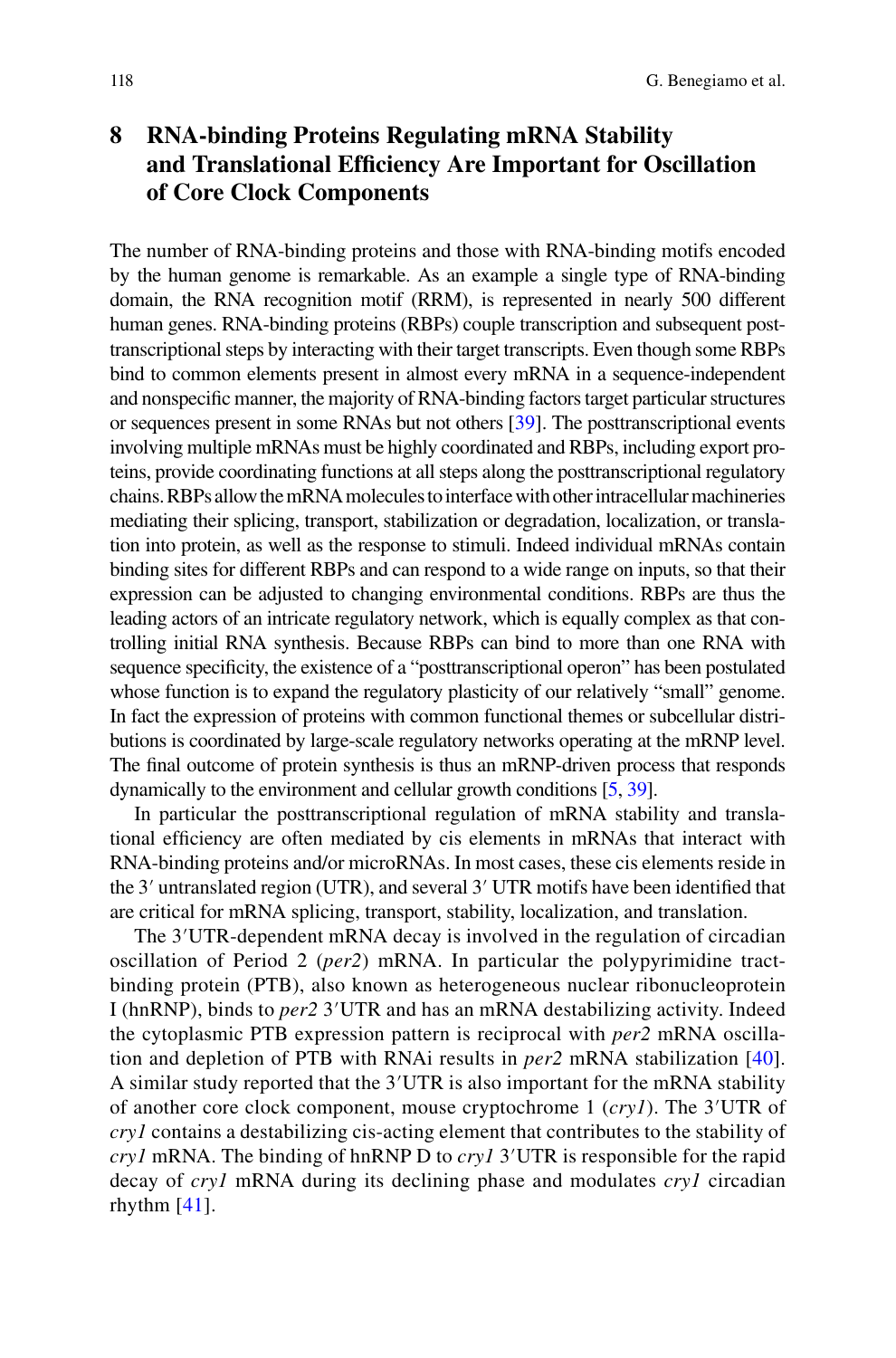## 8 RNA-binding Proteins Regulating mRNA Stability and Translational Efficiency Are Important for Oscillation of Core Clock Components

The number of RNA-binding proteins and those with RNA-binding motifs encoded by the human genome is remarkable. As an example a single type of RNA-binding domain, the RNA recognition motif (RRM), is represented in nearly 500 different human genes. RNA-binding proteins (RBPs) couple transcription and subsequent post-transcriptional steps by interacting with their target transcripts. Even though some RBPs bind to common elements present in almost every mRNA in a sequence-independent and nonspecific manner, the majority of RNA-binding factors target particular structures or sequences present in some RNAs but not others [39]. The posttranscriptional events involving multiple mRNAs must be highly coordinated and RBPs, including export proteins, provide coordinating functions at all steps along the posttranscriptional regulatory chains. RBPs allow the mRNA molecules to interface with other intracellular machineries mediating their splicing, transport, stabilization or degradation, localization, or translation into protein, as well as the response to stimuli. Indeed individual mRNAs contain binding sites for different RBPs and can respond to a wide range on inputs, so that their expression can be adjusted to changing environmental conditions. RBPs are thus the leading actors of an intricate regulatory network, which is equally complex as that controlling initial RNA synthesis. Because RBPs can bind to more than one RNA with sequence specificity, the existence of a "posttranscriptional operon" has been postulated whose function is to expand the regulatory plasticity of our relatively "small" genome. In fact the expression of proteins with common functional themes or subcellular distributions is coordinated by large-scale regulatory networks operating at the mRNP level. The final outcome of protein synthesis is thus an mRNP-driven process that responds dynamically to the environment and cellular growth conditions [5, 39].

In particular the posttranscriptional regulation of mRNA stability and translational efficiency are often mediated by cis elements in mRNAs that interact with RNA-binding proteins and/or microRNAs. In most cases, these cis elements reside in the 3′ untranslated region (UTR), and several 3′ UTR motifs have been identified that are critical for mRNA splicing, transport, stability, localization, and translation.

The 3′UTR-dependent mRNA decay is involved in the regulation of circadian oscillation of Period 2 (*per2*) mRNA. In particular the polypyrimidine tract-binding protein (PTB), also known as heterogeneous nuclear ribonucleoprotein I (hnRNP), binds to *per2* 3′UTR and has an mRNA destabilizing activity. Indeed the cytoplasmic PTB expression pattern is reciprocal with *per2* mRNA oscillation and depletion of PTB with RNAi results in *per2* mRNA stabilization [40]. A similar study reported that the 3′UTR is also important for the mRNA stability of another core clock component, mouse cryptochrome 1 (*cry1*). The 3′UTR of *cry1* contains a destabilizing cis-acting element that contributes to the stability of *cry1* mRNA. The binding of hnRNP D to *cry1* 3′UTR is responsible for the rapid decay of *cry1* mRNA during its declining phase and modulates *cry1* circadian rhythm [41].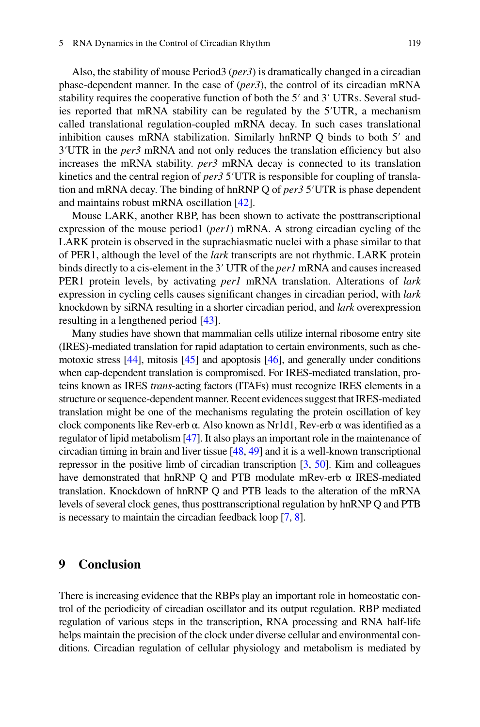Also, the stability of mouse Period3 (*per3*) is dramatically changed in a circadian phase-dependent manner. In the case of (*per3*), the control of its circadian mRNA stability requires the cooperative function of both the 5′ and 3′ UTRs. Several studies reported that mRNA stability can be regulated by the 5′UTR, a mechanism called translational regulation-coupled mRNA decay. In such cases translational inhibition causes mRNA stabilization. Similarly hnRNP Q binds to both 5′ and 3′UTR in the *per3* mRNA and not only reduces the translation efficiency but also increases the mRNA stability. *per3* mRNA decay is connected to its translation kinetics and the central region of *per3* 5′UTR is responsible for coupling of translation and mRNA decay. The binding of hnRNP Q of *per3* 5′UTR is phase dependent and maintains robust mRNA oscillation [42].

Mouse LARK, another RBP, has been shown to activate the posttranscriptional expression of the mouse period1 (*per1*) mRNA. A strong circadian cycling of the LARK protein is observed in the suprachiasmatic nuclei with a phase similar to that of PER1, although the level of the *lark* transcripts are not rhythmic. LARK protein binds directly to a cis-element in the 3′ UTR of the *per1* mRNA and causes increased PER1 protein levels, by activating *per1* mRNA translation. Alterations of *lark* expression in cycling cells causes significant changes in circadian period, with *lark* knockdown by siRNA resulting in a shorter circadian period, and *lark* overexpression resulting in a lengthened period [43].

Many studies have shown that mammalian cells utilize internal ribosome entry site (IRES)-mediated translation for rapid adaptation to certain environments, such as chemotoxic stress [44], mitosis [45] and apoptosis [46], and generally under conditions when cap-dependent translation is compromised. For IRES-mediated translation, proteins known as IRES *trans*-acting factors (ITAFs) must recognize IRES elements in a structure or sequence-dependent manner. Recent evidences suggest that IRES-mediated translation might be one of the mechanisms regulating the protein oscillation of key clock components like Rev-erb α. Also known as Nr1d1, Rev-erb α was identified as a regulator of lipid metabolism [47]. It also plays an important role in the maintenance of circadian timing in brain and liver tissue [48, 49] and it is a well-known transcriptional repressor in the positive limb of circadian transcription [3, 50]. Kim and colleagues have demonstrated that hnRNP Q and PTB modulate mRev-erb α IRES-mediated translation. Knockdown of hnRNP Q and PTB leads to the alteration of the mRNA levels of several clock genes, thus posttranscriptional regulation by hnRNP Q and PTB is necessary to maintain the circadian feedback loop [7, 8].

## 9 Conclusion

There is increasing evidence that the RBPs play an important role in homeostatic control of the periodicity of circadian oscillator and its output regulation. RBP mediated regulation of various steps in the transcription, RNA processing and RNA half-life helps maintain the precision of the clock under diverse cellular and environmental conditions. Circadian regulation of cellular physiology and metabolism is mediated by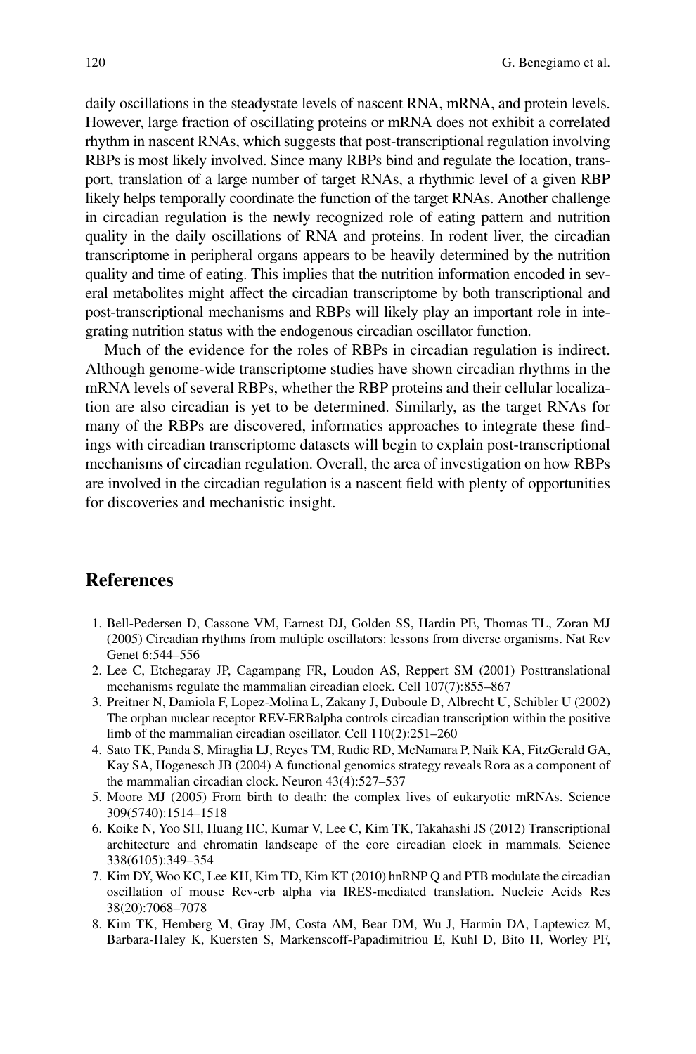daily oscillations in the steadystate levels of nascent RNA, mRNA, and protein levels. However, large fraction of oscillating proteins or mRNA does not exhibit a correlated rhythm in nascent RNAs, which suggests that post-transcriptional regulation involving RBPs is most likely involved. Since many RBPs bind and regulate the location, transport, translation of a large number of target RNAs, a rhythmic level of a given RBP likely helps temporally coordinate the function of the target RNAs. Another challenge in circadian regulation is the newly recognized role of eating pattern and nutrition quality in the daily oscillations of RNA and proteins. In rodent liver, the circadian transcriptome in peripheral organs appears to be heavily determined by the nutrition quality and time of eating. This implies that the nutrition information encoded in several metabolites might affect the circadian transcriptome by both transcriptional and post-transcriptional mechanisms and RBPs will likely play an important role in integrating nutrition status with the endogenous circadian oscillator function.

Much of the evidence for the roles of RBPs in circadian regulation is indirect. Although genome-wide transcriptome studies have shown circadian rhythms in the mRNA levels of several RBPs, whether the RBP proteins and their cellular localization are also circadian is yet to be determined. Similarly, as the target RNAs for many of the RBPs are discovered, informatics approaches to integrate these findings with circadian transcriptome datasets will begin to explain post-transcriptional mechanisms of circadian regulation. Overall, the area of investigation on how RBPs are involved in the circadian regulation is a nascent field with plenty of opportunities for discoveries and mechanistic insight.

## References

1. Bell-Pedersen D, Cassone VM, Earnest DJ, Golden SS, Hardin PE, Thomas TL, Zoran MJ (2005) Circadian rhythms from multiple oscillators: lessons from diverse organisms. Nat Rev Genet 6:544–556
2. Lee C, Etchegaray JP, Cagampang FR, Loudon AS, Reppert SM (2001) Posttranslational mechanisms regulate the mammalian circadian clock. Cell 107(7):855–867
3. Preitner N, Damiola F, Lopez-Molina L, Zakany J, Duboule D, Albrecht U, Schibler U (2002) The orphan nuclear receptor REV-ERBalpha controls circadian transcription within the positive limb of the mammalian circadian oscillator. Cell 110(2):251–260
4. Sato TK, Panda S, Miraglia LJ, Reyes TM, Rudic RD, McNamara P, Naik KA, FitzGerald GA, Kay SA, Hogenesch JB (2004) A functional genomics strategy reveals Rora as a component of the mammalian circadian clock. Neuron 43(4):527–537
5. Moore MJ (2005) From birth to death: the complex lives of eukaryotic mRNAs. Science 309(5740):1514–1518
6. Koike N, Yoo SH, Huang HC, Kumar V, Lee C, Kim TK, Takahashi JS (2012) Transcriptional architecture and chromatin landscape of the core circadian clock in mammals. Science 338(6105):349–354
7. Kim DY, Woo KC, Lee KH, Kim TD, Kim KT (2010) hnRNP Q and PTB modulate the circadian oscillation of mouse Rev-erb alpha via IRES-mediated translation. Nucleic Acids Res 38(20):7068–7078
8. Kim TK, Hemberg M, Gray JM, Costa AM, Bear DM, Wu J, Harmin DA, Laptewicz M, Barbara-Haley K, Kuersten S, Markenscoff-Papadimitriou E, Kuhl D, Bito H, Worley PF,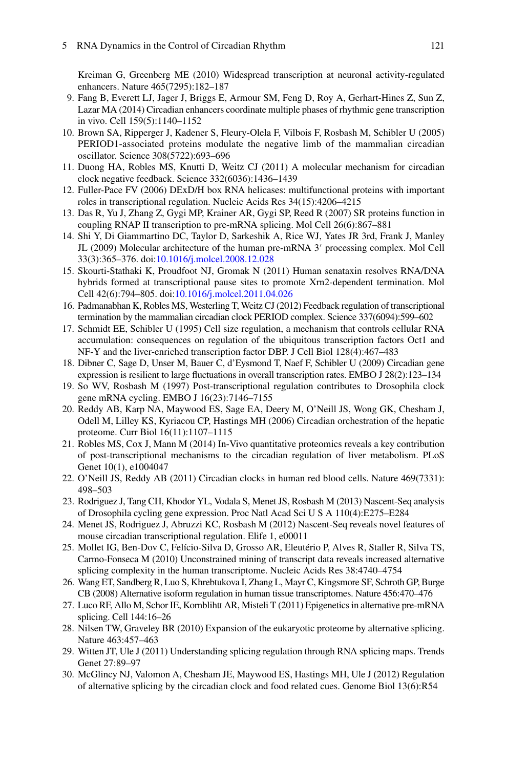Kreiman G, Greenberg ME (2010) Widespread transcription at neuronal activity-regulated enhancers. Nature 465(7295):182–187

9. Fang B, Everett LJ, Jager J, Briggs E, Armour SM, Feng D, Roy A, Gerhart-Hines Z, Sun Z, Lazar MA (2014) Circadian enhancers coordinate multiple phases of rhythmic gene transcription in vivo. Cell 159(5):1140–1152
10. Brown SA, Ripperger J, Kadener S, Fleury-Olela F, Vilbois F, Rosbash M, Schibler U (2005) PERIOD1-associated proteins modulate the negative limb of the mammalian circadian oscillator. Science 308(5722):693–696
11. Duong HA, Robles MS, Knutti D, Weitz CJ (2011) A molecular mechanism for circadian clock negative feedback. Science 332(6036):1436–1439
12. Fuller-Pace FV (2006) DExD/H box RNA helicases: multifunctional proteins with important roles in transcriptional regulation. Nucleic Acids Res 34(15):4206–4215
13. Das R, Yu J, Zhang Z, Gygi MP, Krainer AR, Gygi SP, Reed R (2007) SR proteins function in coupling RNAP II transcription to pre-mRNA splicing. Mol Cell 26(6):867–881
14. Shi Y, Di Giammartino DC, Taylor D, Sarkeshik A, Rice WJ, Yates JR 3rd, Frank J, Manley JL (2009) Molecular architecture of the human pre-mRNA 3′ processing complex. Mol Cell 33(3):365–376. doi:10.1016/j.molcel.2008.12.028
15. Skourti-Stathaki K, Proudfoot NJ, Gromak N (2011) Human senataxin resolves RNA/DNA hybrids formed at transcriptional pause sites to promote Xrn2-dependent termination. Mol Cell 42(6):794–805. doi:10.1016/j.molcel.2011.04.026
16. Padmanabhan K, Robles MS, Westerling T, Weitz CJ (2012) Feedback regulation of transcriptional termination by the mammalian circadian clock PERIOD complex. Science 337(6094):599–602
17. Schmidt EE, Schibler U (1995) Cell size regulation, a mechanism that controls cellular RNA accumulation: consequences on regulation of the ubiquitous transcription factors Oct1 and NF-Y and the liver-enriched transcription factor DBP. J Cell Biol 128(4):467–483
18. Dibner C, Sage D, Unser M, Bauer C, d'Eysmond T, Naef F, Schibler U (2009) Circadian gene expression is resilient to large fluctuations in overall transcription rates. EMBO J 28(2):123–134
19. So WV, Rosbash M (1997) Post-transcriptional regulation contributes to Drosophila clock gene mRNA cycling. EMBO J 16(23):7146–7155
20. Reddy AB, Karp NA, Maywood ES, Sage EA, Deery M, O'Neill JS, Wong GK, Chesham J, Odell M, Lilley KS, Kyriacou CP, Hastings MH (2006) Circadian orchestration of the hepatic proteome. Curr Biol 16(11):1107–1115
21. Robles MS, Cox J, Mann M (2014) In-Vivo quantitative proteomics reveals a key contribution of post-transcriptional mechanisms to the circadian regulation of liver metabolism. PLoS Genet 10(1), e1004047
22. O'Neill JS, Reddy AB (2011) Circadian clocks in human red blood cells. Nature 469(7331): 498–503
23. Rodriguez J, Tang CH, Khodor YL, Vodala S, Menet JS, Rosbash M (2013) Nascent-Seq analysis of Drosophila cycling gene expression. Proc Natl Acad Sci U S A 110(4):E275–E284
24. Menet JS, Rodriguez J, Abruzzi KC, Rosbash M (2012) Nascent-Seq reveals novel features of mouse circadian transcriptional regulation. Elife 1, e00011
25. Mollet IG, Ben-Dov C, Felício-Silva D, Grosso AR, Eleutério P, Alves R, Staller R, Silva TS, Carmo-Fonseca M (2010) Unconstrained mining of transcript data reveals increased alternative splicing complexity in the human transcriptome. Nucleic Acids Res 38:4740–4754
26. Wang ET, Sandberg R, Luo S, Khrebtukova I, Zhang L, Mayr C, Kingsmore SF, Schroth GP, Burge CB (2008) Alternative isoform regulation in human tissue transcriptomes. Nature 456:470–476
27. Luco RF, Allo M, Schor IE, Kornblihtt AR, Misteli T (2011) Epigenetics in alternative pre-mRNA splicing. Cell 144:16–26
28. Nilsen TW, Graveley BR (2010) Expansion of the eukaryotic proteome by alternative splicing. Nature 463:457–463
29. Witten JT, Ule J (2011) Understanding splicing regulation through RNA splicing maps. Trends Genet 27:89–97
30. McGlincy NJ, Valomon A, Chesham JE, Maywood ES, Hastings MH, Ule J (2012) Regulation of alternative splicing by the circadian clock and food related cues. Genome Biol 13(6):R54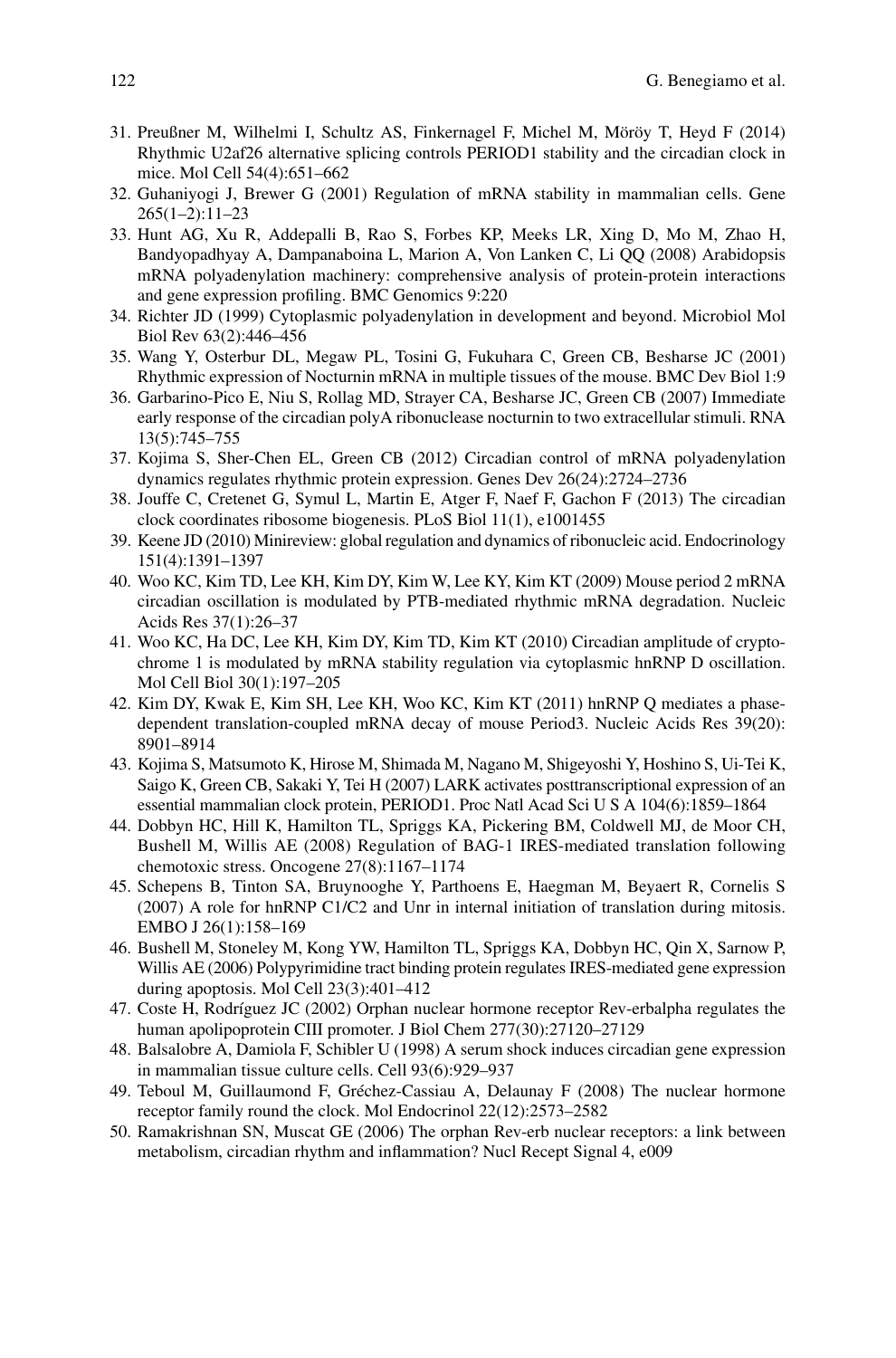31. Preußner M, Wilhelmi I, Schultz AS, Finkernagel F, Michel M, Möröy T, Heyd F (2014) Rhythmic U2af26 alternative splicing controls PERIOD1 stability and the circadian clock in mice. Mol Cell 54(4):651–662
32. Guhaniyogi J, Brewer G (2001) Regulation of mRNA stability in mammalian cells. Gene 265(1–2):11–23
33. Hunt AG, Xu R, Addepalli B, Rao S, Forbes KP, Meeks LR, Xing D, Mo M, Zhao H, Bandyopadhyay A, Dampanaboina L, Marion A, Von Lanken C, Li QQ (2008) Arabidopsis mRNA polyadenylation machinery: comprehensive analysis of protein-protein interactions and gene expression profiling. BMC Genomics 9:220
34. Richter JD (1999) Cytoplasmic polyadenylation in development and beyond. Microbiol Mol Biol Rev 63(2):446–456
35. Wang Y, Osterbur DL, Megaw PL, Tosini G, Fukuhara C, Green CB, Besharse JC (2001) Rhythmic expression of Nocturnin mRNA in multiple tissues of the mouse. BMC Dev Biol 1:9
36. Garbarino-Pico E, Niu S, Rollag MD, Strayer CA, Besharse JC, Green CB (2007) Immediate early response of the circadian polyA ribonuclease nocturnin to two extracellular stimuli. RNA 13(5):745–755
37. Kojima S, Sher-Chen EL, Green CB (2012) Circadian control of mRNA polyadenylation dynamics regulates rhythmic protein expression. Genes Dev 26(24):2724–2736
38. Jouffe C, Cretenet G, Symul L, Martin E, Atger F, Naef F, Gachon F (2013) The circadian clock coordinates ribosome biogenesis. PLoS Biol 11(1), e1001455
39. Keene JD (2010) Minireview: global regulation and dynamics of ribonucleic acid. Endocrinology 151(4):1391–1397
40. Woo KC, Kim TD, Lee KH, Kim DY, Kim W, Lee KY, Kim KT (2009) Mouse period 2 mRNA circadian oscillation is modulated by PTB-mediated rhythmic mRNA degradation. Nucleic Acids Res 37(1):26–37
41. Woo KC, Ha DC, Lee KH, Kim DY, Kim TD, Kim KT (2010) Circadian amplitude of cryptochrome 1 is modulated by mRNA stability regulation via cytoplasmic hnRNP D oscillation. Mol Cell Biol 30(1):197–205
42. Kim DY, Kwak E, Kim SH, Lee KH, Woo KC, Kim KT (2011) hnRNP Q mediates a phase-dependent translation-coupled mRNA decay of mouse Period3. Nucleic Acids Res 39(20): 8901–8914
43. Kojima S, Matsumoto K, Hirose M, Shimada M, Nagano M, Shigeyoshi Y, Hoshino S, Ui-Tei K, Saigo K, Green CB, Sakaki Y, Tei H (2007) LARK activates posttranscriptional expression of an essential mammalian clock protein, PERIOD1. Proc Natl Acad Sci U S A 104(6):1859–1864
44. Dobbyn HC, Hill K, Hamilton TL, Spriggs KA, Pickering BM, Coldwell MJ, de Moor CH, Bushell M, Willis AE (2008) Regulation of BAG-1 IRES-mediated translation following chemotoxic stress. Oncogene 27(8):1167–1174
45. Schepens B, Tinton SA, Bruynooghe Y, Parthoens E, Haegman M, Beyaert R, Cornelis S (2007) A role for hnRNP C1/C2 and Unr in internal initiation of translation during mitosis. EMBO J 26(1):158–169
46. Bushell M, Stoneley M, Kong YW, Hamilton TL, Spriggs KA, Dobbyn HC, Qin X, Sarnow P, Willis AE (2006) Polypyrimidine tract binding protein regulates IRES-mediated gene expression during apoptosis. Mol Cell 23(3):401–412
47. Coste H, Rodríguez JC (2002) Orphan nuclear hormone receptor Rev-erbalpha regulates the human apolipoprotein CIII promoter. J Biol Chem 277(30):27120–27129
48. Balsalobre A, Damiola F, Schibler U (1998) A serum shock induces circadian gene expression in mammalian tissue culture cells. Cell 93(6):929–937
49. Teboul M, Guillaumond F, Gréchez-Cassiau A, Delaunay F (2008) The nuclear hormone receptor family round the clock. Mol Endocrinol 22(12):2573–2582
50. Ramakrishnan SN, Muscat GE (2006) The orphan Rev-erb nuclear receptors: a link between metabolism, circadian rhythm and inflammation? Nucl Recept Signal 4, e009